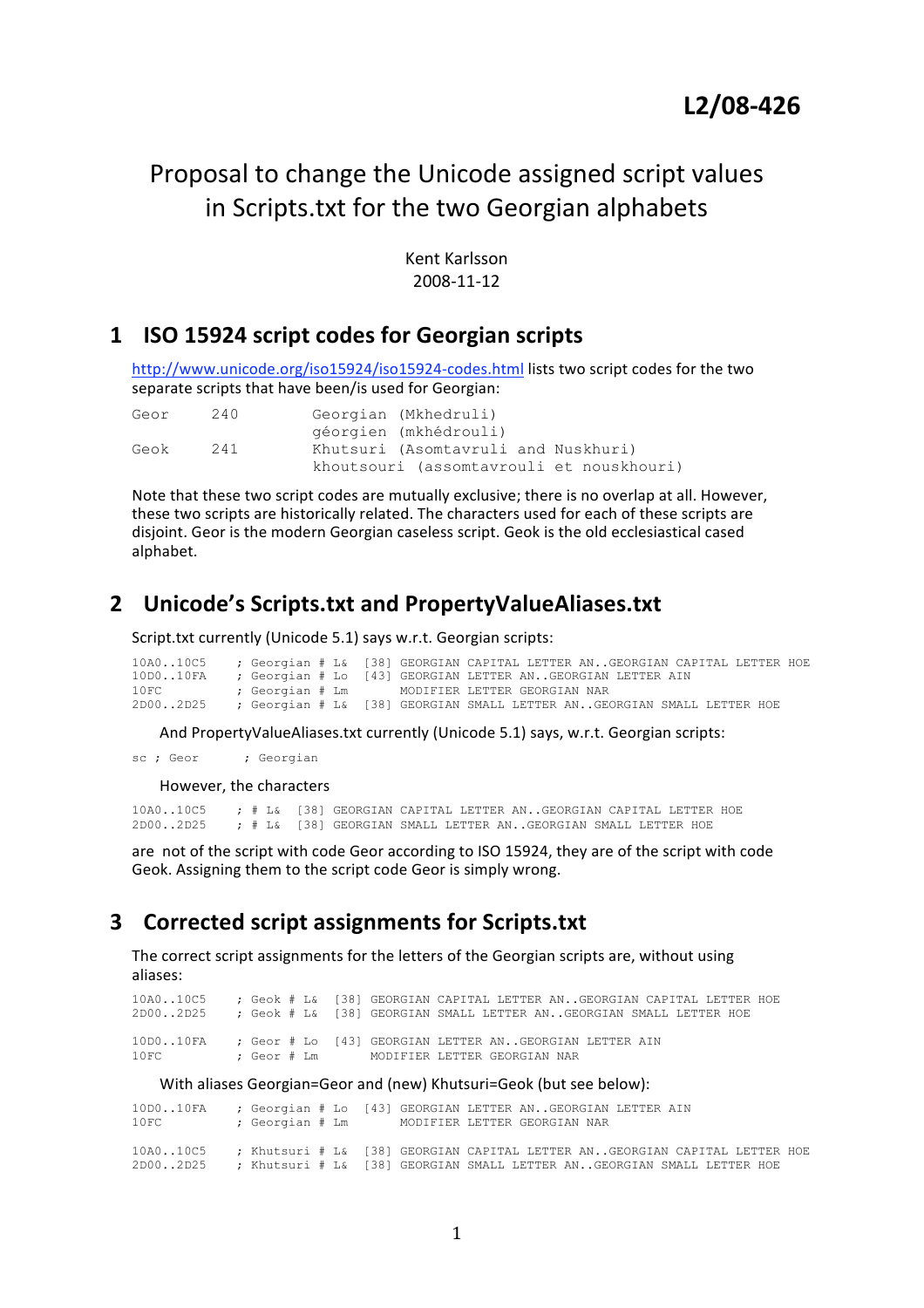# L2/08-426

# Proposal to change the Unicode assigned script values in Scripts.txt for the two Georgian alphabets

Kent Karlsson
2008-11-12

## 1 ISO 15924 script codes for Georgian scripts

http://www.unicode.org/iso15924/iso15924-codes.html lists two script codes for the two separate scripts that have been/is used for Georgian:

```
Geor     240        Georgian (Mkhedruli)
                    géorgien (mkhédrouli)
Geok     241        Khutsuri (Asomtavruli and Nuskhuri)
                    khoutsouri (assomtavrouli et nouskhouri)
```

Note that these two script codes are mutually exclusive; there is no overlap at all. However, these two scripts are historically related. The characters used for each of these scripts are disjoint. Geor is the modern Georgian caseless script. Geok is the old ecclesiastical cased alphabet.

## 2 Unicode's Scripts.txt and PropertyValueAliases.txt

Script.txt currently (Unicode 5.1) says w.r.t. Georgian scripts:

```
10A0..10C5    ; Georgian # L&  [38] GEORGIAN CAPITAL LETTER AN..GEORGIAN CAPITAL LETTER HOE
10D0..10FA    ; Georgian # Lo  [43] GEORGIAN LETTER AN..GEORGIAN LETTER AIN
10FC          ; Georgian # Lm       MODIFIER LETTER GEORGIAN NAR
2D00..2D25    ; Georgian # L&  [38] GEORGIAN SMALL LETTER AN..GEORGIAN SMALL LETTER HOE
```

And PropertyValueAliases.txt currently (Unicode 5.1) says, w.r.t. Georgian scripts:

```
sc ; Geor      ; Georgian
```

However, the characters

```
10A0..10C5    ; # L&  [38] GEORGIAN CAPITAL LETTER AN..GEORGIAN CAPITAL LETTER HOE
2D00..2D25    ; # L&  [38] GEORGIAN SMALL LETTER AN..GEORGIAN SMALL LETTER HOE
```

are not of the script with code Geor according to ISO 15924, they are of the script with code Geok. Assigning them to the script code Geor is simply wrong.

## 3 Corrected script assignments for Scripts.txt

The correct script assignments for the letters of the Georgian scripts are, without using aliases:

```
10A0..10C5    ; Geok # L&  [38] GEORGIAN CAPITAL LETTER AN..GEORGIAN CAPITAL LETTER HOE
2D00..2D25    ; Geok # L&  [38] GEORGIAN SMALL LETTER AN..GEORGIAN SMALL LETTER HOE

10D0..10FA    ; Geor # Lo  [43] GEORGIAN LETTER AN..GEORGIAN LETTER AIN
10FC          ; Geor # Lm       MODIFIER LETTER GEORGIAN NAR
```

With aliases Georgian=Geor and (new) Khutsuri=Geok (but see below):

```
10D0..10FA    ; Georgian # Lo  [43] GEORGIAN LETTER AN..GEORGIAN LETTER AIN
10FC          ; Georgian # Lm       MODIFIER LETTER GEORGIAN NAR

10A0..10C5    ; Khutsuri # L&  [38] GEORGIAN CAPITAL LETTER AN..GEORGIAN CAPITAL LETTER HOE
2D00..2D25    ; Khutsuri # L&  [38] GEORGIAN SMALL LETTER AN..GEORGIAN SMALL LETTER HOE
```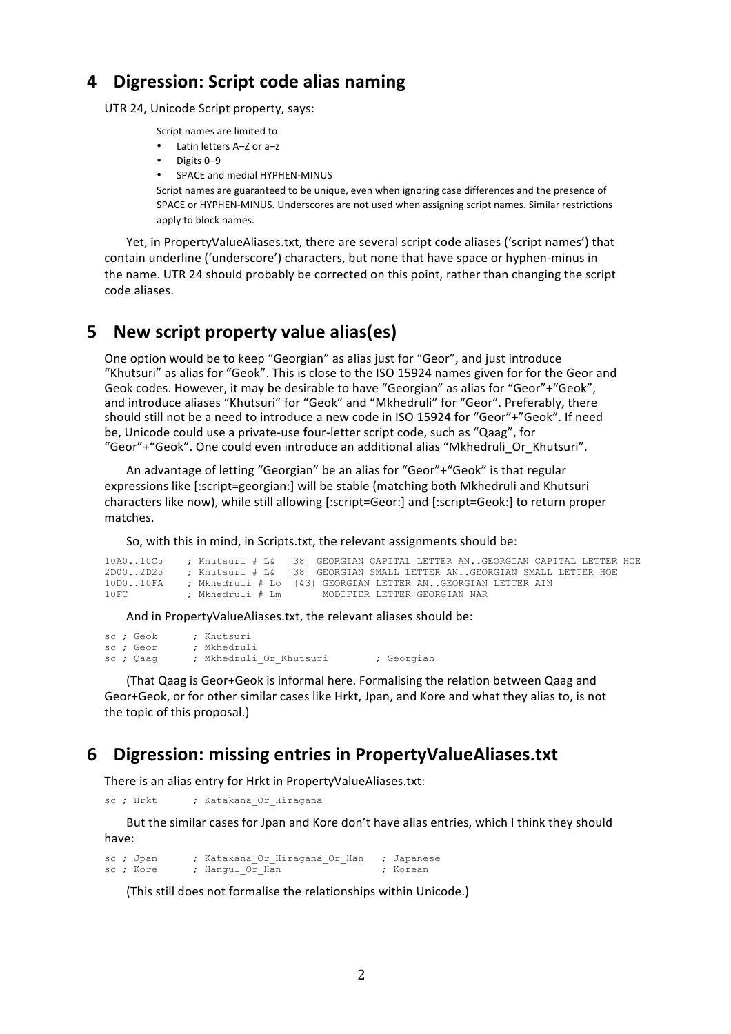## 4 Digression: Script code alias naming

UTR 24, Unicode Script property, says:

> Script names are limited to
>
> - Latin letters A–Z or a–z
> - Digits 0–9
> - SPACE and medial HYPHEN-MINUS
>
> Script names are guaranteed to be unique, even when ignoring case differences and the presence of SPACE or HYPHEN-MINUS. Underscores are not used when assigning script names. Similar restrictions apply to block names.

Yet, in PropertyValueAliases.txt, there are several script code aliases ('script names') that contain underline ('underscore') characters, but none that have space or hyphen-minus in the name. UTR 24 should probably be corrected on this point, rather than changing the script code aliases.

## 5 New script property value alias(es)

One option would be to keep "Georgian" as alias just for "Geor", and just introduce "Khutsuri" as alias for "Geok". This is close to the ISO 15924 names given for for the Geor and Geok codes. However, it may be desirable to have "Georgian" as alias for "Geor"+"Geok", and introduce aliases "Khutsuri" for "Geok" and "Mkhedruli" for "Geor". Preferably, there should still not be a need to introduce a new code in ISO 15924 for "Geor"+"Geok". If need be, Unicode could use a private-use four-letter script code, such as "Qaag", for "Geor"+"Geok". One could even introduce an additional alias "Mkhedruli_Or_Khutsuri".

An advantage of letting "Georgian" be an alias for "Geor"+"Geok" is that regular expressions like [:script=georgian:] will be stable (matching both Mkhedruli and Khutsuri characters like now), while still allowing [:script=Geor:] and [:script=Geok:] to return proper matches.

So, with this in mind, in Scripts.txt, the relevant assignments should be:

```
10A0..10C5    ; Khutsuri # L&  [38] GEORGIAN CAPITAL LETTER AN..GEORGIAN CAPITAL LETTER HOE
2D00..2D25    ; Khutsuri # L&  [38] GEORGIAN SMALL LETTER AN..GEORGIAN SMALL LETTER HOE
10D0..10FA    ; Mkhedruli # Lo  [43] GEORGIAN LETTER AN..GEORGIAN LETTER AIN
10FC          ; Mkhedruli # Lm       MODIFIER LETTER GEORGIAN NAR
```

And in PropertyValueAliases.txt, the relevant aliases should be:

```
sc ; Geok      ; Khutsuri
sc ; Geor      ; Mkhedruli
sc ; Qaag      ; Mkhedruli_Or_Khutsuri        ; Georgian
```

(That Qaag is Geor+Geok is informal here. Formalising the relation between Qaag and Geor+Geok, or for other similar cases like Hrkt, Jpan, and Kore and what they alias to, is not the topic of this proposal.)

## 6 Digression: missing entries in PropertyValueAliases.txt

There is an alias entry for Hrkt in PropertyValueAliases.txt:

```
sc ; Hrkt      ; Katakana_Or_Hiragana
```

But the similar cases for Jpan and Kore don't have alias entries, which I think they should have:

```
sc ; Jpan      ; Katakana_Or_Hiragana_Or_Han   ; Japanese
sc ; Kore      ; Hangul_Or_Han                 ; Korean
```

(This still does not formalise the relationships within Unicode.)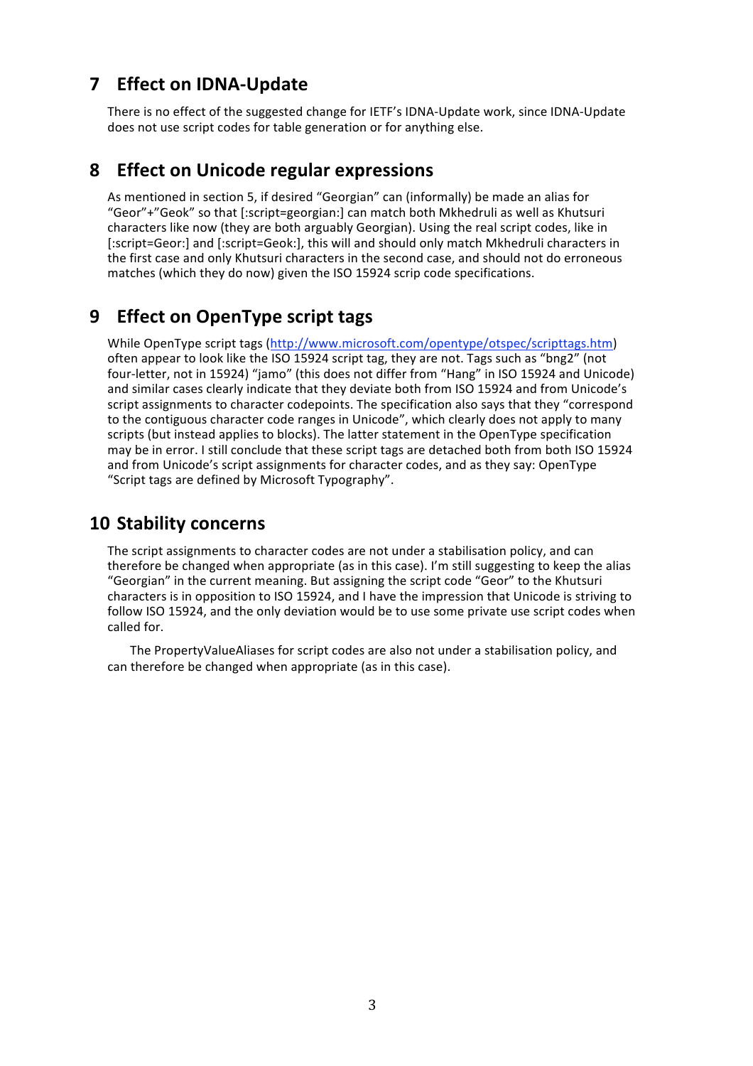## 7 Effect on IDNA-Update

There is no effect of the suggested change for IETF's IDNA-Update work, since IDNA-Update does not use script codes for table generation or for anything else.

## 8 Effect on Unicode regular expressions

As mentioned in section 5, if desired "Georgian" can (informally) be made an alias for "Geor"+"Geok" so that [:script=georgian:] can match both Mkhedruli as well as Khutsuri characters like now (they are both arguably Georgian). Using the real script codes, like in [:script=Geor:] and [:script=Geok:], this will and should only match Mkhedruli characters in the first case and only Khutsuri characters in the second case, and should not do erroneous matches (which they do now) given the ISO 15924 scrip code specifications.

## 9 Effect on OpenType script tags

While OpenType script tags (http://www.microsoft.com/opentype/otspec/scripttags.htm) often appear to look like the ISO 15924 script tag, they are not. Tags such as "bng2" (not four-letter, not in 15924) "jamo" (this does not differ from "Hang" in ISO 15924 and Unicode) and similar cases clearly indicate that they deviate both from ISO 15924 and from Unicode's script assignments to character codepoints. The specification also says that they "correspond to the contiguous character code ranges in Unicode", which clearly does not apply to many scripts (but instead applies to blocks). The latter statement in the OpenType specification may be in error. I still conclude that these script tags are detached both from both ISO 15924 and from Unicode's script assignments for character codes, and as they say: OpenType "Script tags are defined by Microsoft Typography".

## 10 Stability concerns

The script assignments to character codes are not under a stabilisation policy, and can therefore be changed when appropriate (as in this case). I'm still suggesting to keep the alias "Georgian" in the current meaning. But assigning the script code "Geor" to the Khutsuri characters is in opposition to ISO 15924, and I have the impression that Unicode is striving to follow ISO 15924, and the only deviation would be to use some private use script codes when called for.

The PropertyValueAliases for script codes are also not under a stabilisation policy, and can therefore be changed when appropriate (as in this case).